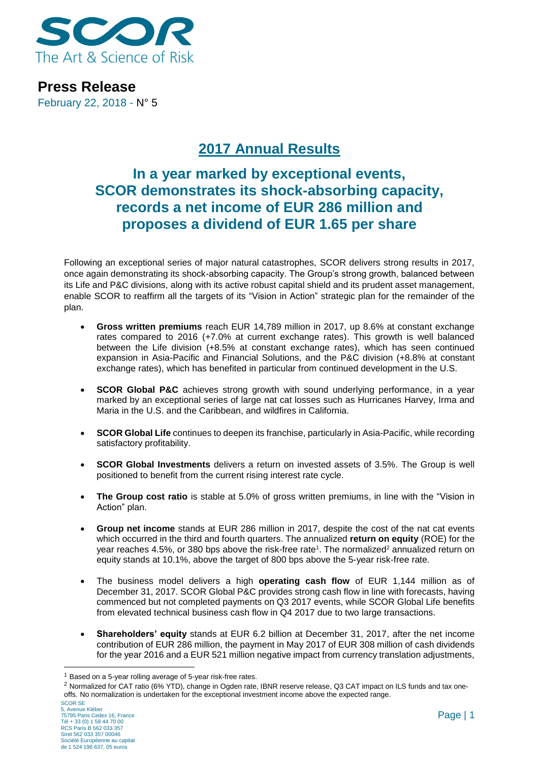SCOR
The Art & Science of Risk

**Press Release**
February 22, 2018 - N° 5

# 2017 Annual Results

## In a year marked by exceptional events, SCOR demonstrates its shock-absorbing capacity, records a net income of EUR 286 million and proposes a dividend of EUR 1.65 per share

Following an exceptional series of major natural catastrophes, SCOR delivers strong results in 2017, once again demonstrating its shock-absorbing capacity. The Group's strong growth, balanced between its Life and P&C divisions, along with its active robust capital shield and its prudent asset management, enable SCOR to reaffirm all the targets of its "Vision in Action" strategic plan for the remainder of the plan.

- **Gross written premiums** reach EUR 14,789 million in 2017, up 8.6% at constant exchange rates compared to 2016 (+7.0% at current exchange rates). This growth is well balanced between the Life division (+8.5% at constant exchange rates), which has seen continued expansion in Asia-Pacific and Financial Solutions, and the P&C division (+8.8% at constant exchange rates), which has benefited in particular from continued development in the U.S.

- **SCOR Global P&C** achieves strong growth with sound underlying performance, in a year marked by an exceptional series of large nat cat losses such as Hurricanes Harvey, Irma and Maria in the U.S. and the Caribbean, and wildfires in California.

- **SCOR Global Life** continues to deepen its franchise, particularly in Asia-Pacific, while recording satisfactory profitability.

- **SCOR Global Investments** delivers a return on invested assets of 3.5%. The Group is well positioned to benefit from the current rising interest rate cycle.

- **The Group cost ratio** is stable at 5.0% of gross written premiums, in line with the "Vision in Action" plan.

- **Group net income** stands at EUR 286 million in 2017, despite the cost of the nat cat events which occurred in the third and fourth quarters. The annualized **return on equity** (ROE) for the year reaches 4.5%, or 380 bps above the risk-free rate[1]. The normalized[2] annualized return on equity stands at 10.1%, above the target of 800 bps above the 5-year risk-free rate.

- The business model delivers a high **operating cash flow** of EUR 1,144 million as of December 31, 2017. SCOR Global P&C provides strong cash flow in line with forecasts, having commenced but not completed payments on Q3 2017 events, while SCOR Global Life benefits from elevated technical business cash flow in Q4 2017 due to two large transactions.

- **Shareholders' equity** stands at EUR 6.2 billion at December 31, 2017, after the net income contribution of EUR 286 million, the payment in May 2017 of EUR 308 million of cash dividends for the year 2016 and a EUR 521 million negative impact from currency translation adjustments,

---

[1] Based on a 5-year rolling average of 5-year risk-free rates.

[2] Normalized for CAT ratio (6% YTD), change in Ogden rate, IBNR reserve release, Q3 CAT impact on ILS funds and tax one-offs. No normalization is undertaken for the exceptional investment income above the expected range.

SCOR SE
5, Avenue Kléber
75795 Paris Cedex 16, France
Tél + 33 (0) 1 58 44 70 00
RCS Paris B 562 033 357
Siret 562 033 357 00046
Société Européenne au capital de 1 524 196 637, 05 euros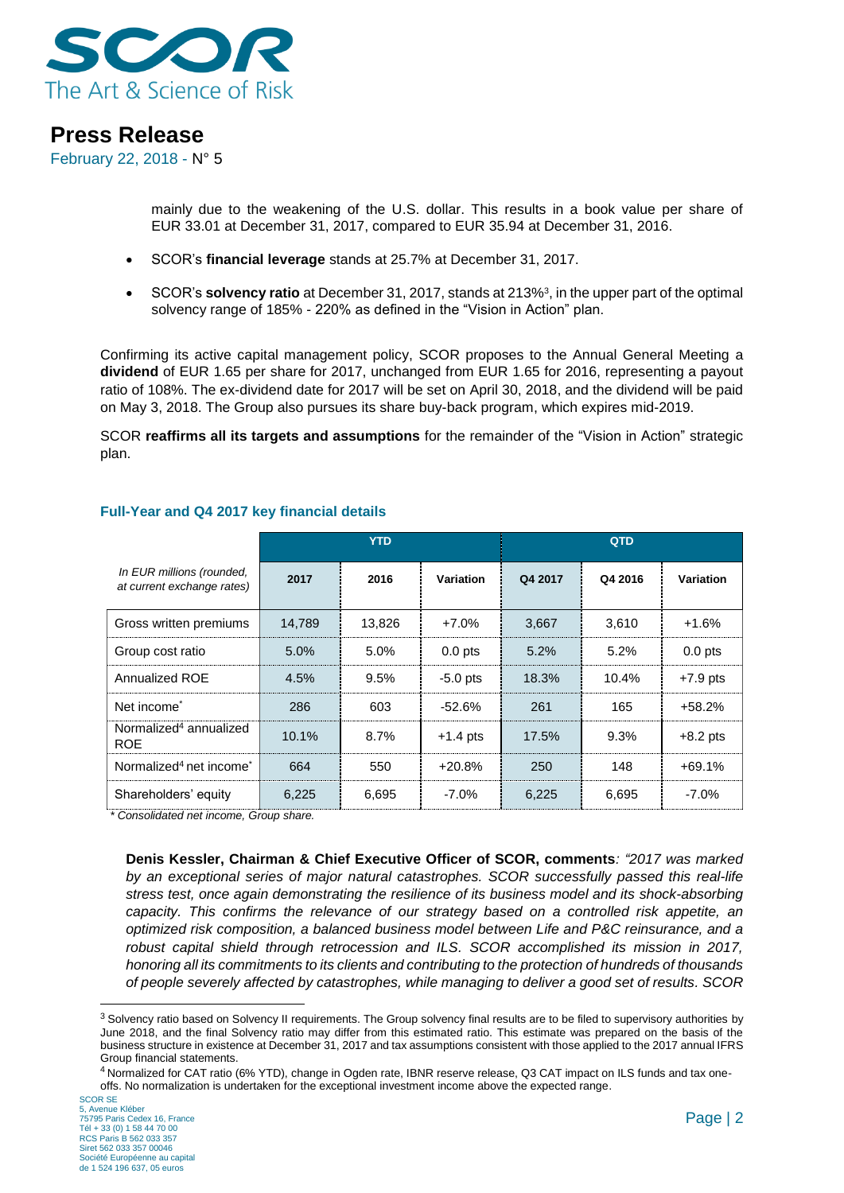mainly due to the weakening of the U.S. dollar. This results in a book value per share of EUR 33.01 at December 31, 2017, compared to EUR 35.94 at December 31, 2016.

- SCOR's **financial leverage** stands at 25.7% at December 31, 2017.
- SCOR's **solvency ratio** at December 31, 2017, stands at 213%[3], in the upper part of the optimal solvency range of 185% - 220% as defined in the "Vision in Action" plan.

Confirming its active capital management policy, SCOR proposes to the Annual General Meeting a **dividend** of EUR 1.65 per share for 2017, unchanged from EUR 1.65 for 2016, representing a payout ratio of 108%. The ex-dividend date for 2017 will be set on April 30, 2018, and the dividend will be paid on May 3, 2018. The Group also pursues its share buy-back program, which expires mid-2019.

SCOR **reaffirms all its targets and assumptions** for the remainder of the "Vision in Action" strategic plan.

### Full-Year and Q4 2017 key financial details

| | YTD | | | QTD | | |
|---|---|---|---|---|---|---|
| *In EUR millions (rounded, at current exchange rates)* | 2017 | 2016 | Variation | Q4 2017 | Q4 2016 | Variation |
| Gross written premiums | 14,789 | 13,826 | +7.0% | 3,667 | 3,610 | +1.6% |
| Group cost ratio | 5.0% | 5.0% | 0.0 pts | 5.2% | 5.2% | 0.0 pts |
| Annualized ROE | 4.5% | 9.5% | -5.0 pts | 18.3% | 10.4% | +7.9 pts |
| Net income* | 286 | 603 | -52.6% | 261 | 165 | +58.2% |
| Normalized[4] annualized ROE | 10.1% | 8.7% | +1.4 pts | 17.5% | 9.3% | +8.2 pts |
| Normalized[4] net income* | 664 | 550 | +20.8% | 250 | 148 | +69.1% |
| Shareholders' equity | 6,225 | 6,695 | -7.0% | 6,225 | 6,695 | -7.0% |

*\* Consolidated net income, Group share.*

**Denis Kessler, Chairman & Chief Executive Officer of SCOR, comments**: *"2017 was marked by an exceptional series of major natural catastrophes. SCOR successfully passed this real-life stress test, once again demonstrating the resilience of its business model and its shock-absorbing capacity. This confirms the relevance of our strategy based on a controlled risk appetite, an optimized risk composition, a balanced business model between Life and P&C reinsurance, and a robust capital shield through retrocession and ILS. SCOR accomplished its mission in 2017, honoring all its commitments to its clients and contributing to the protection of hundreds of thousands of people severely affected by catastrophes, while managing to deliver a good set of results. SCOR*

---

[3] Solvency ratio based on Solvency II requirements. The Group solvency final results are to be filed to supervisory authorities by June 2018, and the final Solvency ratio may differ from this estimated ratio. This estimate was prepared on the basis of the business structure in existence at December 31, 2017 and tax assumptions consistent with those applied to the 2017 annual IFRS Group financial statements.

[4] Normalized for CAT ratio (6% YTD), change in Ogden rate, IBNR reserve release, Q3 CAT impact on ILS funds and tax one-offs. No normalization is undertaken for the exceptional investment income above the expected range.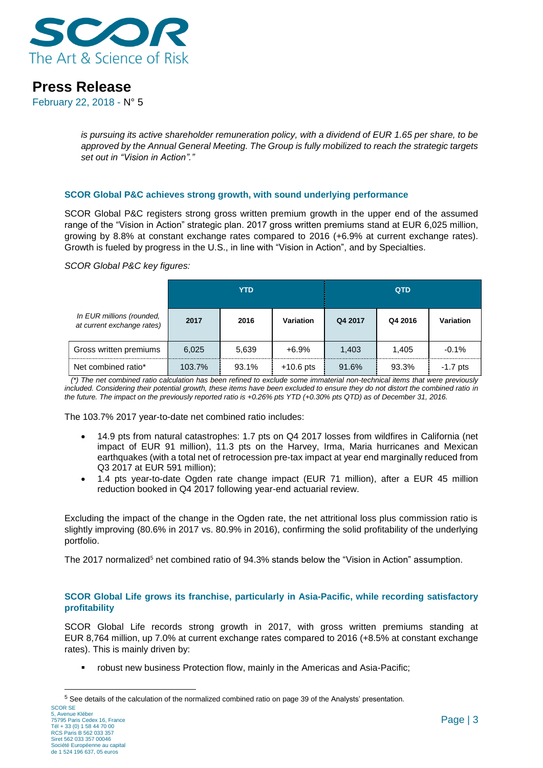*is pursuing its active shareholder remuneration policy, with a dividend of EUR 1.65 per share, to be approved by the Annual General Meeting. The Group is fully mobilized to reach the strategic targets set out in "Vision in Action"."*

### SCOR Global P&C achieves strong growth, with sound underlying performance

SCOR Global P&C registers strong gross written premium growth in the upper end of the assumed range of the "Vision in Action" strategic plan. 2017 gross written premiums stand at EUR 6,025 million, growing by 8.8% at constant exchange rates compared to 2016 (+6.9% at current exchange rates). Growth is fueled by progress in the U.S., in line with "Vision in Action", and by Specialties.

*SCOR Global P&C key figures:*

| | YTD | | | QTD | | |
|---|---|---|---|---|---|---|
| *In EUR millions (rounded, at current exchange rates)* | 2017 | 2016 | Variation | Q4 2017 | Q4 2016 | Variation |
| Gross written premiums | 6,025 | 5,639 | +6.9% | 1,403 | 1,405 | -0.1% |
| Net combined ratio* | 103.7% | 93.1% | +10.6 pts | 91.6% | 93.3% | -1.7 pts |

*(\*) The net combined ratio calculation has been refined to exclude some immaterial non-technical items that were previously included. Considering their potential growth, these items have been excluded to ensure they do not distort the combined ratio in the future. The impact on the previously reported ratio is +0.26% pts YTD (+0.30% pts QTD) as of December 31, 2016.*

The 103.7% 2017 year-to-date net combined ratio includes:

- 14.9 pts from natural catastrophes: 1.7 pts on Q4 2017 losses from wildfires in California (net impact of EUR 91 million), 11.3 pts on the Harvey, Irma, Maria hurricanes and Mexican earthquakes (with a total net of retrocession pre-tax impact at year end marginally reduced from Q3 2017 at EUR 591 million);
- 1.4 pts year-to-date Ogden rate change impact (EUR 71 million), after a EUR 45 million reduction booked in Q4 2017 following year-end actuarial review.

Excluding the impact of the change in the Ogden rate, the net attritional loss plus commission ratio is slightly improving (80.6% in 2017 vs. 80.9% in 2016), confirming the solid profitability of the underlying portfolio.

The 2017 normalized[5] net combined ratio of 94.3% stands below the "Vision in Action" assumption.

### SCOR Global Life grows its franchise, particularly in Asia-Pacific, while recording satisfactory profitability

SCOR Global Life records strong growth in 2017, with gross written premiums standing at EUR 8,764 million, up 7.0% at current exchange rates compared to 2016 (+8.5% at constant exchange rates). This is mainly driven by:

- robust new business Protection flow, mainly in the Americas and Asia-Pacific;

[5] See details of the calculation of the normalized combined ratio on page 39 of the Analysts' presentation.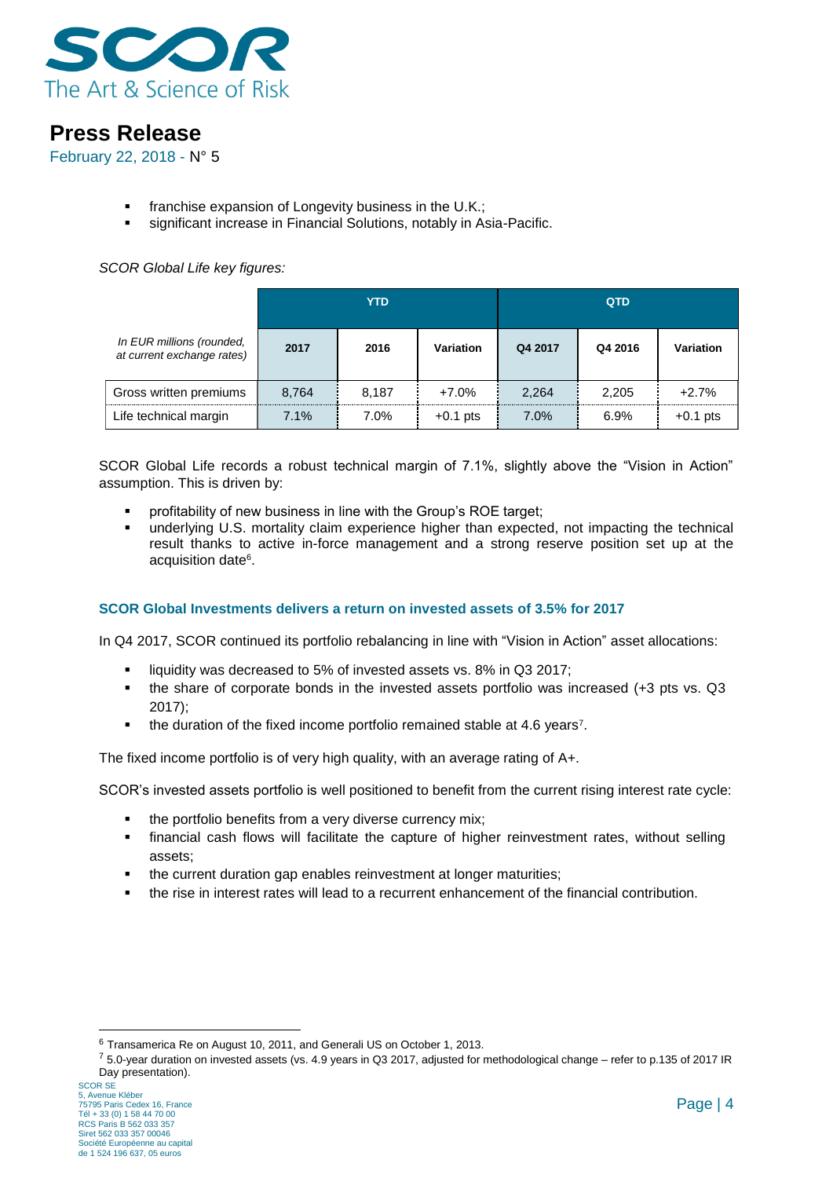- franchise expansion of Longevity business in the U.K.;
- significant increase in Financial Solutions, notably in Asia-Pacific.

*SCOR Global Life key figures:*

| *In EUR millions (rounded, at current exchange rates)* | YTD | | | QTD | | |
|---|---|---|---|---|---|---|
| | 2017 | 2016 | Variation | Q4 2017 | Q4 2016 | Variation |
| Gross written premiums | 8,764 | 8,187 | +7.0% | 2,264 | 2,205 | +2.7% |
| Life technical margin | 7.1% | 7.0% | +0.1 pts | 7.0% | 6.9% | +0.1 pts |

SCOR Global Life records a robust technical margin of 7.1%, slightly above the "Vision in Action" assumption. This is driven by:

- profitability of new business in line with the Group's ROE target;
- underlying U.S. mortality claim experience higher than expected, not impacting the technical result thanks to active in-force management and a strong reserve position set up at the acquisition date[6].

### SCOR Global Investments delivers a return on invested assets of 3.5% for 2017

In Q4 2017, SCOR continued its portfolio rebalancing in line with "Vision in Action" asset allocations:

- liquidity was decreased to 5% of invested assets vs. 8% in Q3 2017;
- the share of corporate bonds in the invested assets portfolio was increased (+3 pts vs. Q3 2017);
- the duration of the fixed income portfolio remained stable at 4.6 years[7].

The fixed income portfolio is of very high quality, with an average rating of A+.

SCOR's invested assets portfolio is well positioned to benefit from the current rising interest rate cycle:

- the portfolio benefits from a very diverse currency mix;
- financial cash flows will facilitate the capture of higher reinvestment rates, without selling assets;
- the current duration gap enables reinvestment at longer maturities;
- the rise in interest rates will lead to a recurrent enhancement of the financial contribution.

---

[6] Transamerica Re on August 10, 2011, and Generali US on October 1, 2013.

[7] 5.0-year duration on invested assets (vs. 4.9 years in Q3 2017, adjusted for methodological change – refer to p.135 of 2017 IR Day presentation).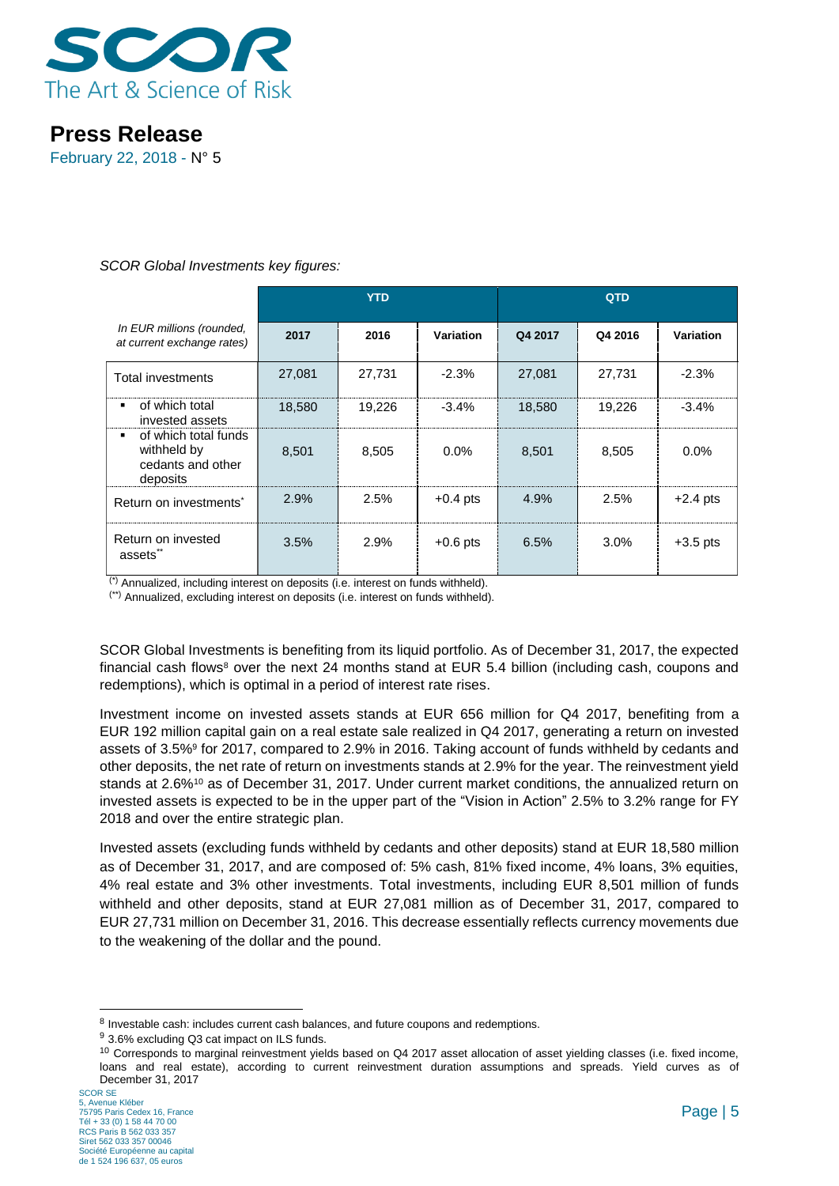*SCOR Global Investments key figures:*

| In EUR millions (rounded, at current exchange rates) | YTD | | | QTD | | |
|---|---|---|---|---|---|---|
| | 2017 | 2016 | Variation | Q4 2017 | Q4 2016 | Variation |
| Total investments | 27,081 | 27,731 | -2.3% | 27,081 | 27,731 | -2.3% |
| ▪ of which total invested assets | 18,580 | 19,226 | -3.4% | 18,580 | 19,226 | -3.4% |
| ▪ of which total funds withheld by cedants and other deposits | 8,501 | 8,505 | 0.0% | 8,501 | 8,505 | 0.0% |
| Return on investments* | 2.9% | 2.5% | +0.4 pts | 4.9% | 2.5% | +2.4 pts |
| Return on invested assets** | 3.5% | 2.9% | +0.6 pts | 6.5% | 3.0% | +3.5 pts |

(*) Annualized, including interest on deposits (i.e. interest on funds withheld).

(**) Annualized, excluding interest on deposits (i.e. interest on funds withheld).

SCOR Global Investments is benefiting from its liquid portfolio. As of December 31, 2017, the expected financial cash flows[8] over the next 24 months stand at EUR 5.4 billion (including cash, coupons and redemptions), which is optimal in a period of interest rate rises.

Investment income on invested assets stands at EUR 656 million for Q4 2017, benefiting from a EUR 192 million capital gain on a real estate sale realized in Q4 2017, generating a return on invested assets of 3.5%[9] for 2017, compared to 2.9% in 2016. Taking account of funds withheld by cedants and other deposits, the net rate of return on investments stands at 2.9% for the year. The reinvestment yield stands at 2.6%[10] as of December 31, 2017. Under current market conditions, the annualized return on invested assets is expected to be in the upper part of the "Vision in Action" 2.5% to 3.2% range for FY 2018 and over the entire strategic plan.

Invested assets (excluding funds withheld by cedants and other deposits) stand at EUR 18,580 million as of December 31, 2017, and are composed of: 5% cash, 81% fixed income, 4% loans, 3% equities, 4% real estate and 3% other investments. Total investments, including EUR 8,501 million of funds withheld and other deposits, stand at EUR 27,081 million as of December 31, 2017, compared to EUR 27,731 million on December 31, 2016. This decrease essentially reflects currency movements due to the weakening of the dollar and the pound.

---

[8] Investable cash: includes current cash balances, and future coupons and redemptions.

[9] 3.6% excluding Q3 cat impact on ILS funds.

[10] Corresponds to marginal reinvestment yields based on Q4 2017 asset allocation of asset yielding classes (i.e. fixed income, loans and real estate), according to current reinvestment duration assumptions and spreads. Yield curves as of December 31, 2017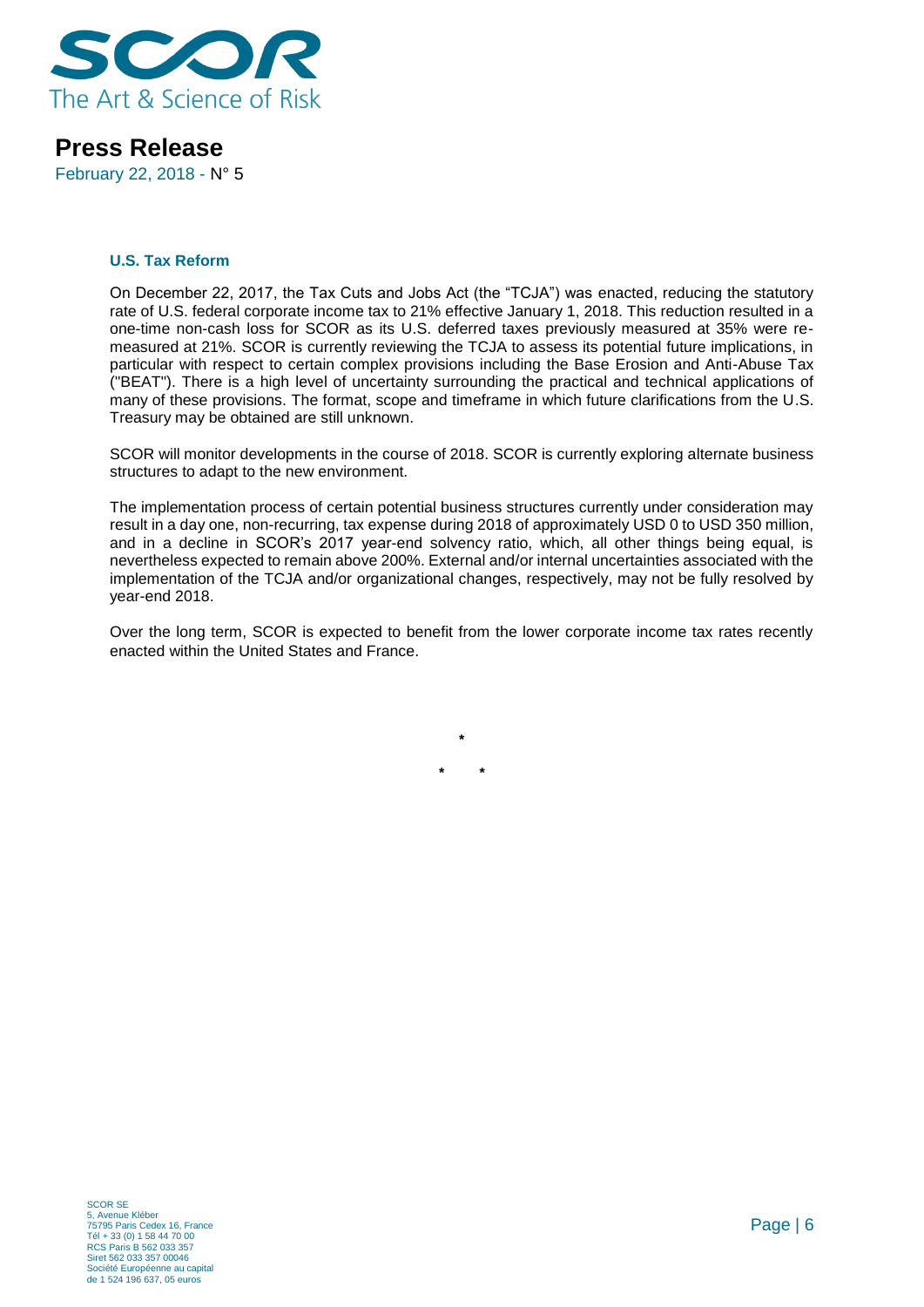### U.S. Tax Reform

On December 22, 2017, the Tax Cuts and Jobs Act (the "TCJA") was enacted, reducing the statutory rate of U.S. federal corporate income tax to 21% effective January 1, 2018. This reduction resulted in a one-time non-cash loss for SCOR as its U.S. deferred taxes previously measured at 35% were re-measured at 21%. SCOR is currently reviewing the TCJA to assess its potential future implications, in particular with respect to certain complex provisions including the Base Erosion and Anti-Abuse Tax ("BEAT"). There is a high level of uncertainty surrounding the practical and technical applications of many of these provisions. The format, scope and timeframe in which future clarifications from the U.S. Treasury may be obtained are still unknown.

SCOR will monitor developments in the course of 2018. SCOR is currently exploring alternate business structures to adapt to the new environment.

The implementation process of certain potential business structures currently under consideration may result in a day one, non-recurring, tax expense during 2018 of approximately USD 0 to USD 350 million, and in a decline in SCOR's 2017 year-end solvency ratio, which, all other things being equal, is nevertheless expected to remain above 200%. External and/or internal uncertainties associated with the implementation of the TCJA and/or organizational changes, respectively, may not be fully resolved by year-end 2018.

Over the long term, SCOR is expected to benefit from the lower corporate income tax rates recently enacted within the United States and France.

*

\*     *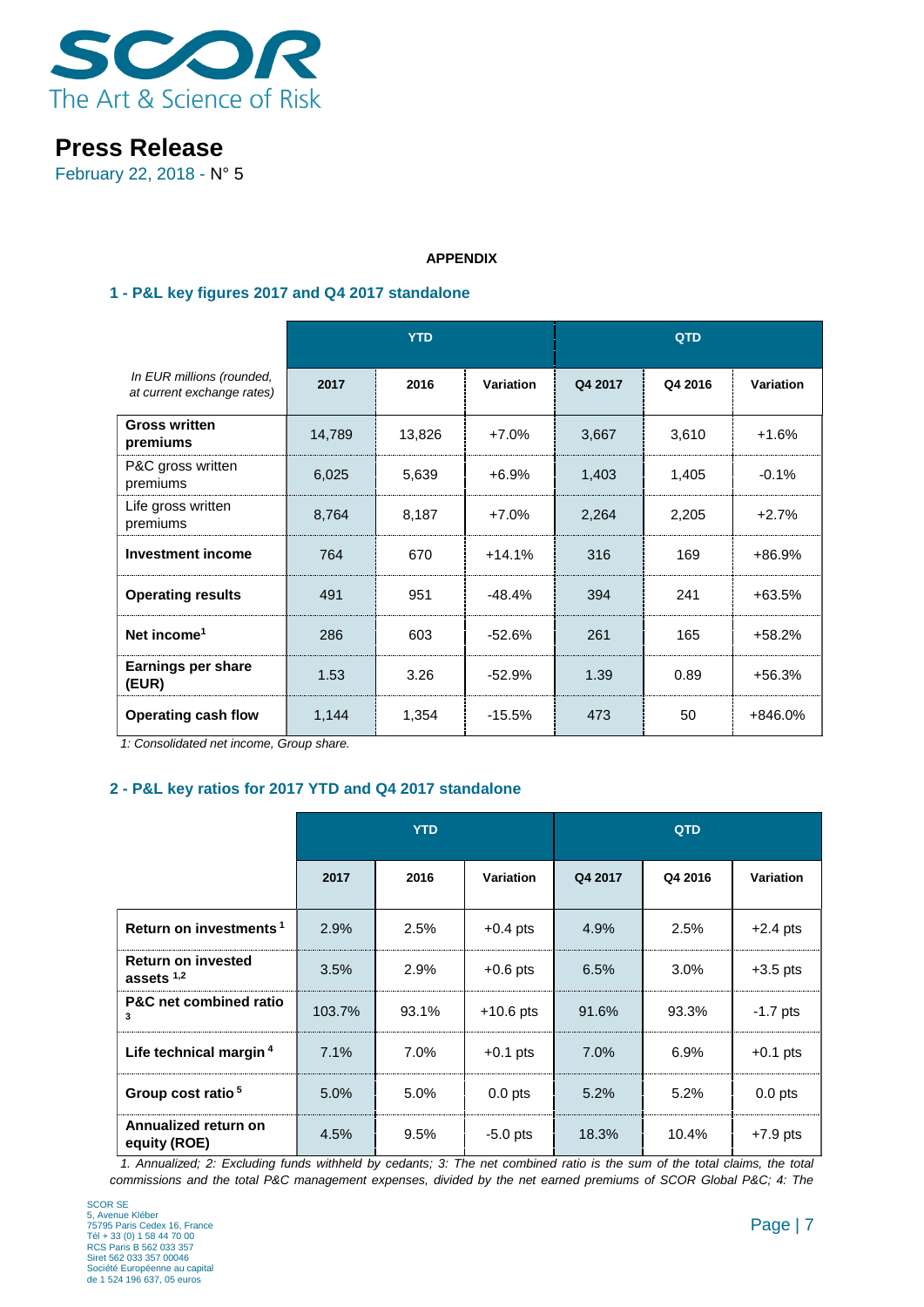**Press Release**

February 22, 2018 - N° 5

**APPENDIX**

## 1 - P&L key figures 2017 and Q4 2017 standalone

| *In EUR millions (rounded, at current exchange rates)* | YTD | | | QTD | | |
|---|---|---|---|---|---|---|
| | **2017** | **2016** | **Variation** | **Q4 2017** | **Q4 2016** | **Variation** |
| **Gross written premiums** | 14,789 | 13,826 | +7.0% | 3,667 | 3,610 | +1.6% |
| P&C gross written premiums | 6,025 | 5,639 | +6.9% | 1,403 | 1,405 | -0.1% |
| Life gross written premiums | 8,764 | 8,187 | +7.0% | 2,264 | 2,205 | +2.7% |
| **Investment income** | 764 | 670 | +14.1% | 316 | 169 | +86.9% |
| **Operating results** | 491 | 951 | -48.4% | 394 | 241 | +63.5% |
| **Net income**[1] | 286 | 603 | -52.6% | 261 | 165 | +58.2% |
| **Earnings per share (EUR)** | 1.53 | 3.26 | -52.9% | 1.39 | 0.89 | +56.3% |
| **Operating cash flow** | 1,144 | 1,354 | -15.5% | 473 | 50 | +846.0% |

*1: Consolidated net income, Group share.*

## 2 - P&L key ratios for 2017 YTD and Q4 2017 standalone

| | YTD | | | QTD | | |
|---|---|---|---|---|---|---|
| | **2017** | **2016** | **Variation** | **Q4 2017** | **Q4 2016** | **Variation** |
| **Return on investments**[1] | 2.9% | 2.5% | +0.4 pts | 4.9% | 2.5% | +2.4 pts |
| **Return on invested assets**[1,2] | 3.5% | 2.9% | +0.6 pts | 6.5% | 3.0% | +3.5 pts |
| **P&C net combined ratio**[3] | 103.7% | 93.1% | +10.6 pts | 91.6% | 93.3% | -1.7 pts |
| **Life technical margin**[4] | 7.1% | 7.0% | +0.1 pts | 7.0% | 6.9% | +0.1 pts |
| **Group cost ratio**[5] | 5.0% | 5.0% | 0.0 pts | 5.2% | 5.2% | 0.0 pts |
| **Annualized return on equity (ROE)** | 4.5% | 9.5% | -5.0 pts | 18.3% | 10.4% | +7.9 pts |

*1. Annualized; 2: Excluding funds withheld by cedants; 3: The net combined ratio is the sum of the total claims, the total commissions and the total P&C management expenses, divided by the net earned premiums of SCOR Global P&C; 4: The*

SCOR SE
5, Avenue Kléber
75795 Paris Cedex 16, France
Tél + 33 (0) 1 58 44 70 00
RCS Paris B 562 033 357
Siret 562 033 357 00046
Société Européenne au capital
de 1 524 196 637, 05 euros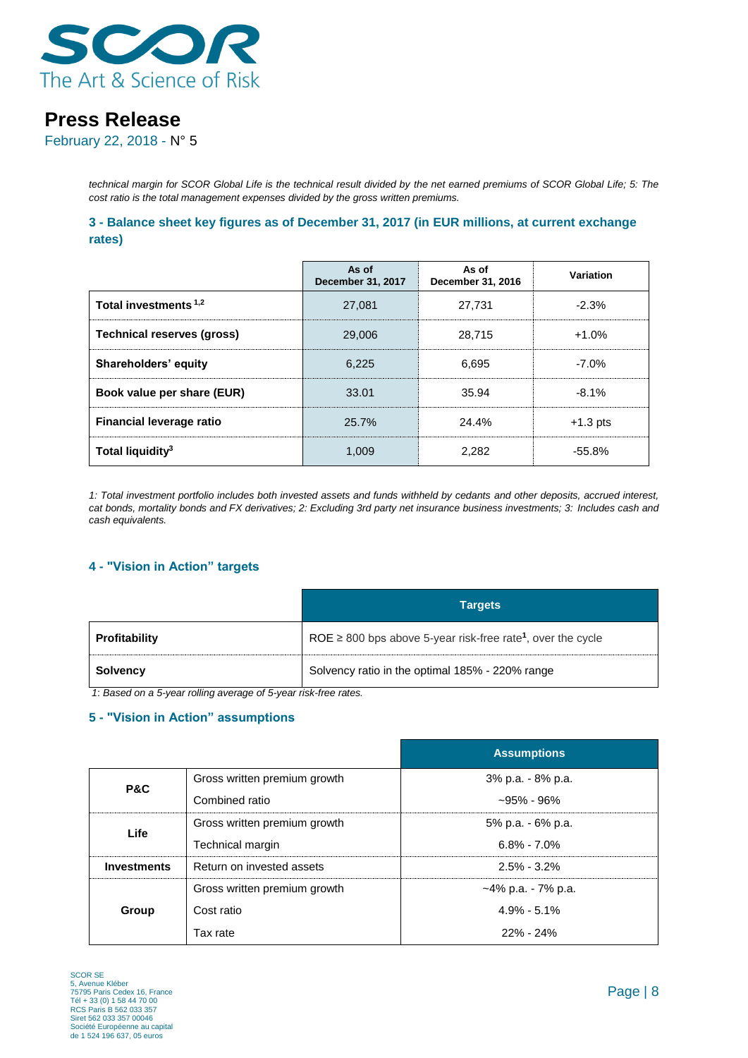*technical margin for SCOR Global Life is the technical result divided by the net earned premiums of SCOR Global Life; 5: The cost ratio is the total management expenses divided by the gross written premiums.*

### 3 - Balance sheet key figures as of December 31, 2017 (in EUR millions, at current exchange rates)

| | As of December 31, 2017 | As of December 31, 2016 | Variation |
|---|---|---|---|
| **Total investments [1,2]** | 27,081 | 27,731 | -2.3% |
| **Technical reserves (gross)** | 29,006 | 28,715 | +1.0% |
| **Shareholders' equity** | 6,225 | 6,695 | -7.0% |
| **Book value per share (EUR)** | 33.01 | 35.94 | -8.1% |
| **Financial leverage ratio** | 25.7% | 24.4% | +1.3 pts |
| **Total liquidity[3]** | 1,009 | 2,282 | -55.8% |

*1: Total investment portfolio includes both invested assets and funds withheld by cedants and other deposits, accrued interest, cat bonds, mortality bonds and FX derivatives; 2: Excluding 3rd party net insurance business investments; 3: Includes cash and cash equivalents.*

### 4 - "Vision in Action" targets

| | Targets |
|---|---|
| **Profitability** | ROE ≥ 800 bps above 5-year risk-free rate**[1]**, over the cycle |
| **Solvency** | Solvency ratio in the optimal 185% - 220% range |

*1: Based on a 5-year rolling average of 5-year risk-free rates.*

### 5 - "Vision in Action" assumptions

| | | Assumptions |
|---|---|---|
| **P&C** | Gross written premium growth | 3% p.a. - 8% p.a. |
| | Combined ratio | ~95% - 96% |
| **Life** | Gross written premium growth | 5% p.a. - 6% p.a. |
| | Technical margin | 6.8% - 7.0% |
| **Investments** | Return on invested assets | 2.5% - 3.2% |
| **Group** | Gross written premium growth | ~4% p.a. - 7% p.a. |
| | Cost ratio | 4.9% - 5.1% |
| | Tax rate | 22% - 24% |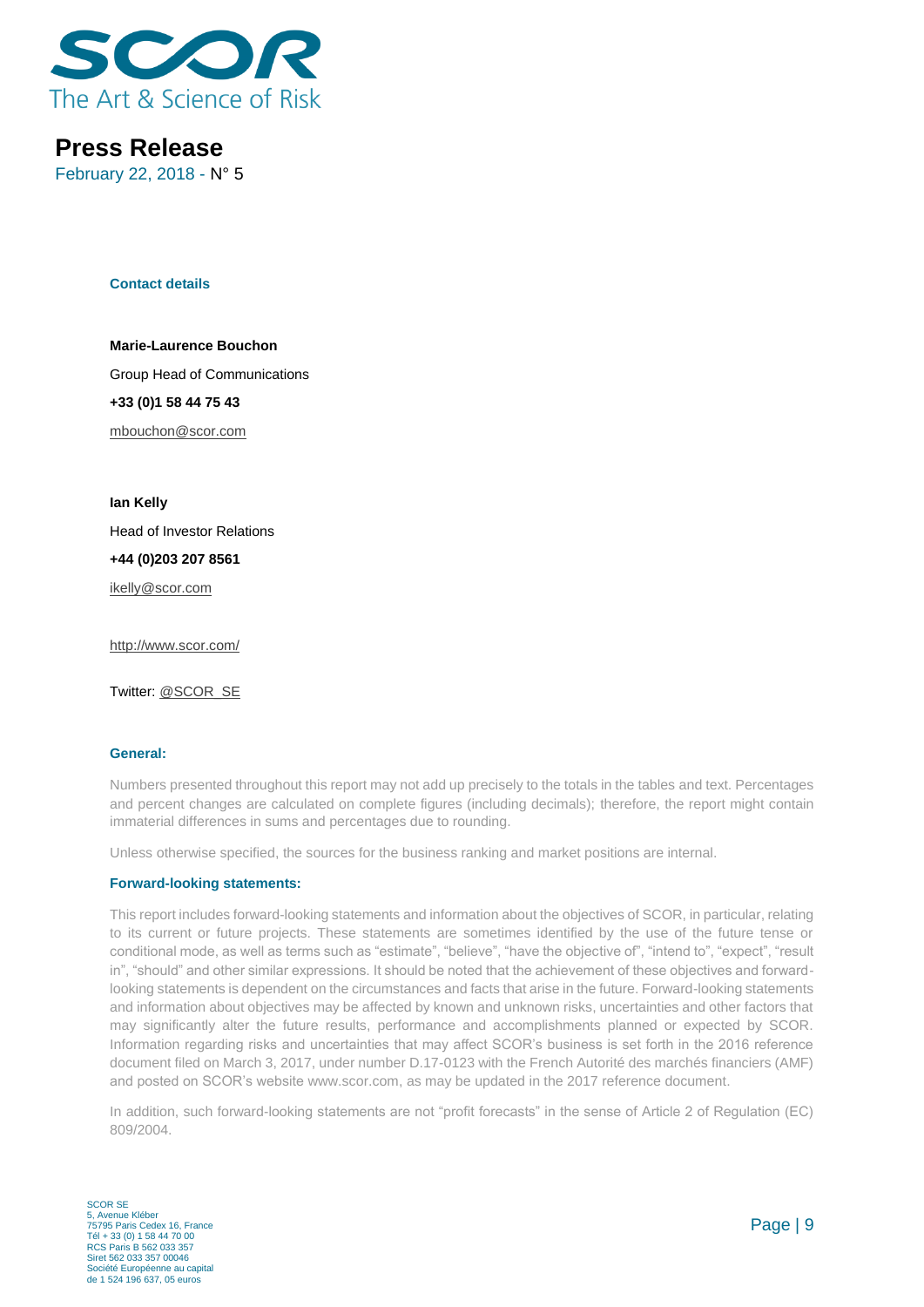**Contact details**

**Marie-Laurence Bouchon**

Group Head of Communications

**+33 (0)1 58 44 75 43**

mbouchon@scor.com

**Ian Kelly**

Head of Investor Relations

**+44 (0)203 207 8561**

ikelly@scor.com

http://www.scor.com/

Twitter: @SCOR_SE

**General:**

Numbers presented throughout this report may not add up precisely to the totals in the tables and text. Percentages and percent changes are calculated on complete figures (including decimals); therefore, the report might contain immaterial differences in sums and percentages due to rounding.

Unless otherwise specified, the sources for the business ranking and market positions are internal.

**Forward-looking statements:**

This report includes forward-looking statements and information about the objectives of SCOR, in particular, relating to its current or future projects. These statements are sometimes identified by the use of the future tense or conditional mode, as well as terms such as "estimate", "believe", "have the objective of", "intend to", "expect", "result in", "should" and other similar expressions. It should be noted that the achievement of these objectives and forward-looking statements is dependent on the circumstances and facts that arise in the future. Forward-looking statements and information about objectives may be affected by known and unknown risks, uncertainties and other factors that may significantly alter the future results, performance and accomplishments planned or expected by SCOR. Information regarding risks and uncertainties that may affect SCOR's business is set forth in the 2016 reference document filed on March 3, 2017, under number D.17-0123 with the French Autorité des marchés financiers (AMF) and posted on SCOR's website www.scor.com, as may be updated in the 2017 reference document.

In addition, such forward-looking statements are not "profit forecasts" in the sense of Article 2 of Regulation (EC) 809/2004.

SCOR SE
5, Avenue Kléber
75795 Paris Cedex 16, France
Tél + 33 (0) 1 58 44 70 00
RCS Paris B 562 033 357
Siret 562 033 357 00046
Société Européenne au capital
de 1 524 196 637, 05 euros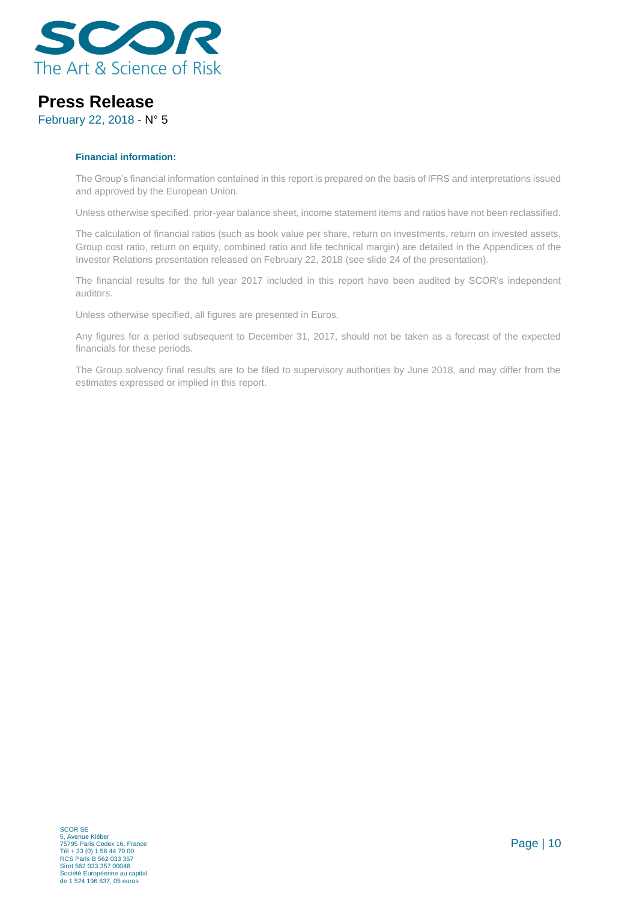# Press Release

February 22, 2018 - N° 5

**Financial information:**

The Group's financial information contained in this report is prepared on the basis of IFRS and interpretations issued and approved by the European Union.

Unless otherwise specified, prior-year balance sheet, income statement items and ratios have not been reclassified.

The calculation of financial ratios (such as book value per share, return on investments, return on invested assets, Group cost ratio, return on equity, combined ratio and life technical margin) are detailed in the Appendices of the Investor Relations presentation released on February 22, 2018 (see slide 24 of the presentation).

The financial results for the full year 2017 included in this report have been audited by SCOR's independent auditors.

Unless otherwise specified, all figures are presented in Euros.

Any figures for a period subsequent to December 31, 2017, should not be taken as a forecast of the expected financials for these periods.

The Group solvency final results are to be filed to supervisory authorities by June 2018, and may differ from the estimates expressed or implied in this report.

SCOR SE
5, Avenue Kléber
75795 Paris Cedex 16, France
Tél + 33 (0) 1 58 44 70 00
RCS Paris B 562 033 357
Siret 562 033 357 00046
Société Européenne au capital
de 1 524 196 637, 05 euros